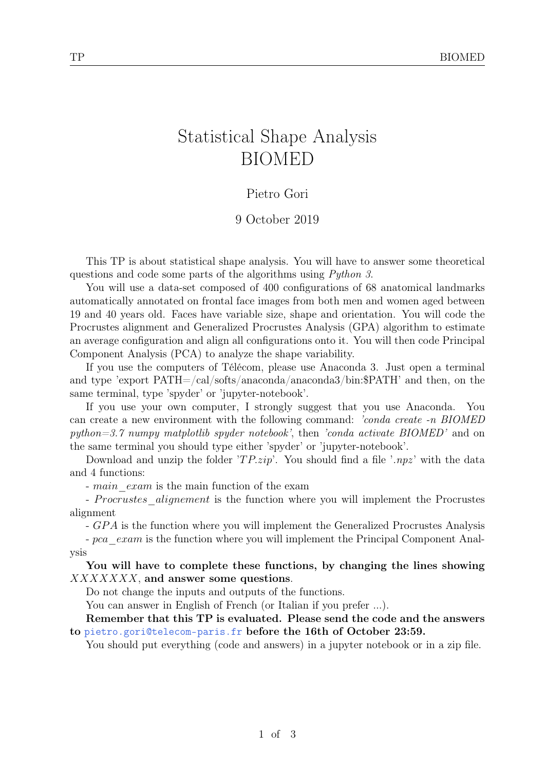# Statistical Shape Analysis BIOMED

Pietro Gori

9 October 2019

This TP is about statistical shape analysis. You will have to answer some theoretical questions and code some parts of the algorithms using *Python 3*.

You will use a data-set composed of 400 configurations of 68 anatomical landmarks automatically annotated on frontal face images from both men and women aged between 19 and 40 years old. Faces have variable size, shape and orientation. You will code the Procrustes alignment and Generalized Procrustes Analysis (GPA) algorithm to estimate an average configuration and align all configurations onto it. You will then code Principal Component Analysis (PCA) to analyze the shape variability.

If you use the computers of Télécom, please use Anaconda 3. Just open a terminal and type 'export PATH=/cal/softs/anaconda/anaconda3/bin:$PATH' and then, on the same terminal, type 'spyder' or 'jupyter-notebook'.

If you use your own computer, I strongly suggest that you use Anaconda. You can create a new environment with the following command: *'conda create -n BIOMED python=3.7 numpy matplotlib spyder notebook'*, then *'conda activate BIOMED'* and on the same terminal you should type either 'spyder' or 'jupyter-notebook'.

Download and unzip the folder '*TP.zip*'. You should find a file '*.npz*' with the data and 4 functions:

- *main_exam* is the main function of the exam
- *Procrustes_alignement* is the function where you will implement the Procrustes alignment
- *GPA* is the function where you will implement the Generalized Procrustes Analysis
- *pca_exam* is the function where you will implement the Principal Component Analysis

**You will have to complete these functions, by changing the lines showing** *XXXXXXX*, **and answer some questions**.

Do not change the inputs and outputs of the functions.

You can answer in English of French (or Italian if you prefer ...).

**Remember that this TP is evaluated. Please send the code and the answers to** pietro.gori@telecom-paris.fr **before the 16th of October 23:59.**

You should put everything (code and answers) in a jupyter notebook or in a zip file.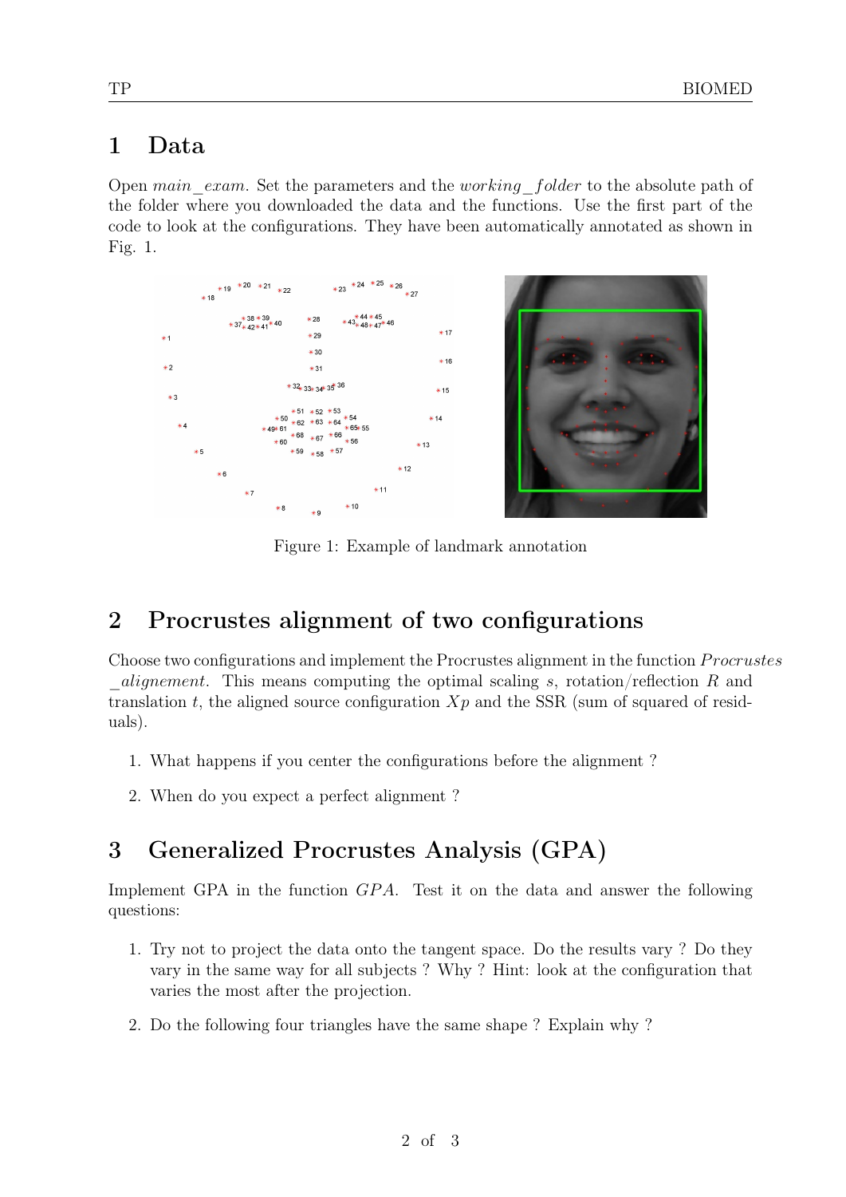# 1 Data

Open *main_exam*. Set the parameters and the *working_folder* to the absolute path of the folder where you downloaded the data and the functions. Use the first part of the code to look at the configurations. They have been automatically annotated as shown in Fig. 1.

Figure 1: Example of landmark annotation

# 2 Procrustes alignment of two configurations

Choose two configurations and implement the Procrustes alignment in the function *Procrustes_alignement*. This means computing the optimal scaling $s$, rotation/reflection $R$ and translation $t$, the aligned source configuration $Xp$ and the SSR (sum of squared of residuals).

1. What happens if you center the configurations before the alignment ?
2. When do you expect a perfect alignment ?

# 3 Generalized Procrustes Analysis (GPA)

Implement GPA in the function *GPA*. Test it on the data and answer the following questions:

1. Try not to project the data onto the tangent space. Do the results vary ? Do they vary in the same way for all subjects ? Why ? Hint: look at the configuration that varies the most after the projection.
2. Do the following four triangles have the same shape ? Explain why ?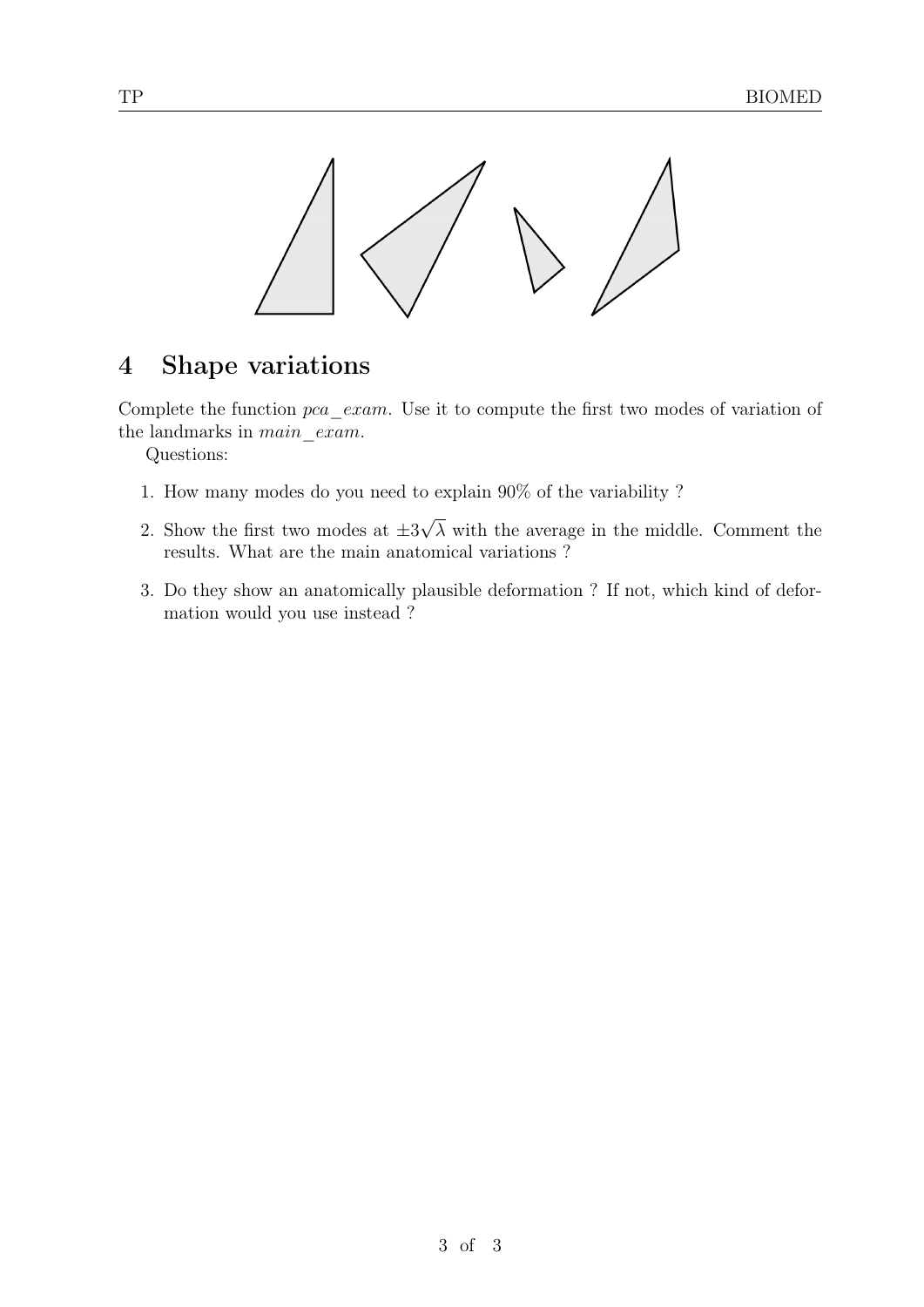## 4 Shape variations

Complete the function *pca_exam*. Use it to compute the first two modes of variation of the landmarks in *main_exam*.

Questions:

1. How many modes do you need to explain 90% of the variability ?
2. Show the first two modes at $\pm 3\sqrt{\lambda}$ with the average in the middle. Comment the results. What are the main anatomical variations ?
3. Do they show an anatomically plausible deformation ? If not, which kind of deformation would you use instead ?